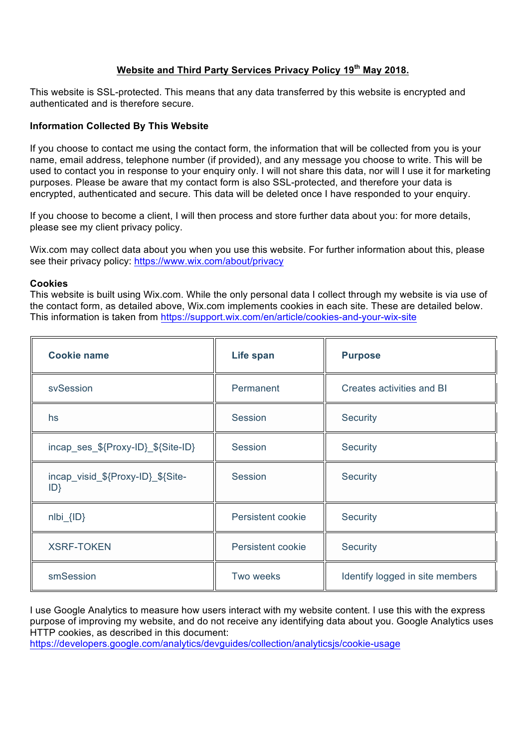# Website and Third Party Services Privacy Policy 19th May 2018.

This website is SSL-protected. This means that any data transferred by this website is encrypted and authenticated and is therefore secure.

**Information Collected By This Website**

If you choose to contact me using the contact form, the information that will be collected from you is your name, email address, telephone number (if provided), and any message you choose to write. This will be used to contact you in response to your enquiry only. I will not share this data, nor will I use it for marketing purposes. Please be aware that my contact form is also SSL-protected, and therefore your data is encrypted, authenticated and secure. This data will be deleted once I have responded to your enquiry.

If you choose to become a client, I will then process and store further data about you: for more details, please see my client privacy policy.

Wix.com may collect data about you when you use this website. For further information about this, please see their privacy policy: https://www.wix.com/about/privacy

**Cookies**

This website is built using Wix.com. While the only personal data I collect through my website is via use of the contact form, as detailed above, Wix.com implements cookies in each site. These are detailed below. This information is taken from https://support.wix.com/en/article/cookies-and-your-wix-site

| Cookie name | Life span | Purpose |
|---|---|---|
| svSession | Permanent | Creates activities and BI |
| hs | Session | Security |
| incap_ses_${Proxy-ID}_${Site-ID} | Session | Security |
| incap_visid_${Proxy-ID}_${Site-ID} | Session | Security |
| nlbi_{ID} | Persistent cookie | Security |
| XSRF-TOKEN | Persistent cookie | Security |
| smSession | Two weeks | Identify logged in site members |

I use Google Analytics to measure how users interact with my website content. I use this with the express purpose of improving my website, and do not receive any identifying data about you. Google Analytics uses HTTP cookies, as described in this document:
https://developers.google.com/analytics/devguides/collection/analyticsjs/cookie-usage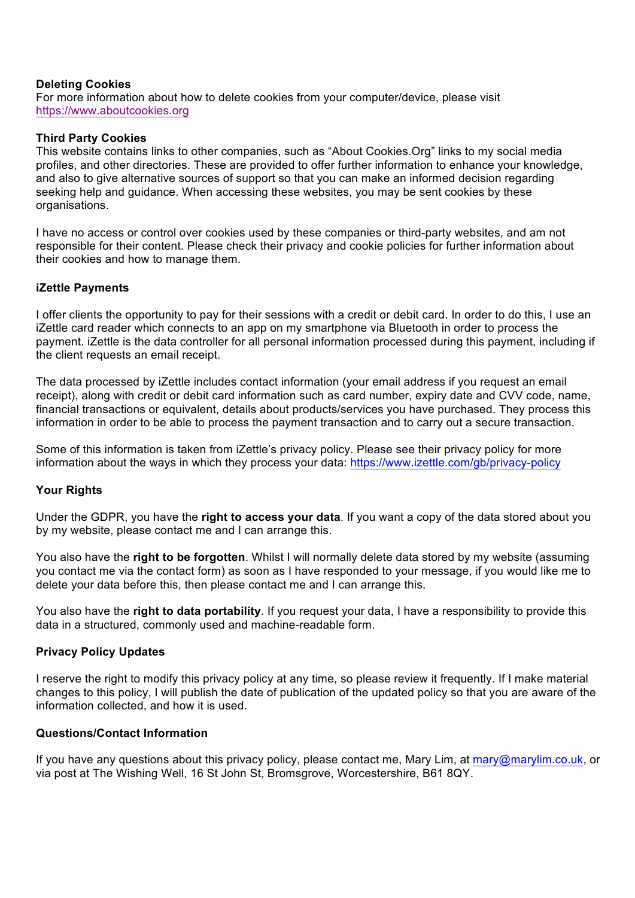**Deleting Cookies**
For more information about how to delete cookies from your computer/device, please visit https://www.aboutcookies.org

**Third Party Cookies**
This website contains links to other companies, such as "About Cookies.Org" links to my social media profiles, and other directories. These are provided to offer further information to enhance your knowledge, and also to give alternative sources of support so that you can make an informed decision regarding seeking help and guidance. When accessing these websites, you may be sent cookies by these organisations.

I have no access or control over cookies used by these companies or third-party websites, and am not responsible for their content. Please check their privacy and cookie policies for further information about their cookies and how to manage them.

**iZettle Payments**

I offer clients the opportunity to pay for their sessions with a credit or debit card. In order to do this, I use an iZettle card reader which connects to an app on my smartphone via Bluetooth in order to process the payment. iZettle is the data controller for all personal information processed during this payment, including if the client requests an email receipt.

The data processed by iZettle includes contact information (your email address if you request an email receipt), along with credit or debit card information such as card number, expiry date and CVV code, name, financial transactions or equivalent, details about products/services you have purchased. They process this information in order to be able to process the payment transaction and to carry out a secure transaction.

Some of this information is taken from iZettle's privacy policy. Please see their privacy policy for more information about the ways in which they process your data: https://www.izettle.com/gb/privacy-policy

**Your Rights**

Under the GDPR, you have the **right to access your data**. If you want a copy of the data stored about you by my website, please contact me and I can arrange this.

You also have the **right to be forgotten**. Whilst I will normally delete data stored by my website (assuming you contact me via the contact form) as soon as I have responded to your message, if you would like me to delete your data before this, then please contact me and I can arrange this.

You also have the **right to data portability**. If you request your data, I have a responsibility to provide this data in a structured, commonly used and machine-readable form.

**Privacy Policy Updates**

I reserve the right to modify this privacy policy at any time, so please review it frequently. If I make material changes to this policy, I will publish the date of publication of the updated policy so that you are aware of the information collected, and how it is used.

**Questions/Contact Information**

If you have any questions about this privacy policy, please contact me, Mary Lim, at mary@marylim.co.uk, or via post at The Wishing Well, 16 St John St, Bromsgrove, Worcestershire, B61 8QY.